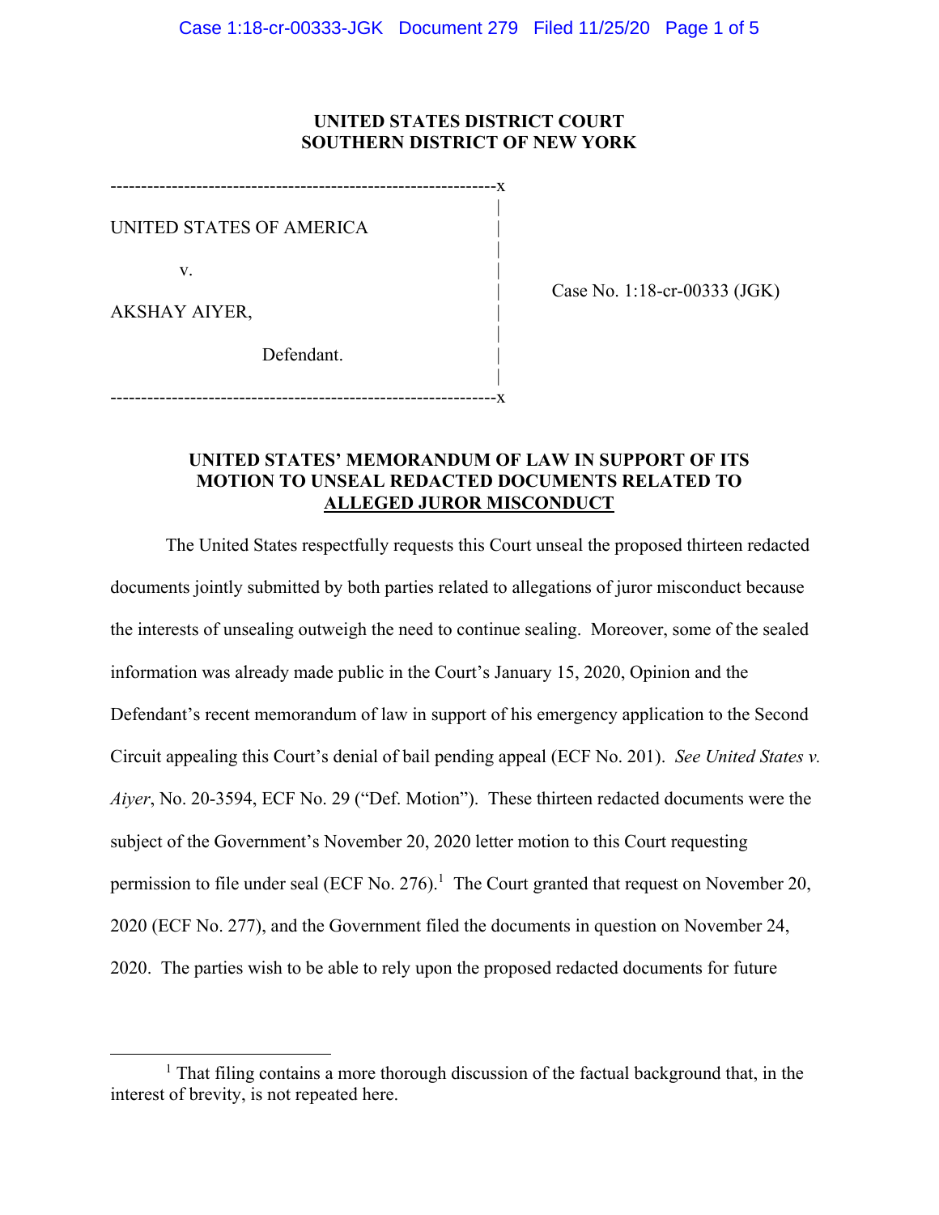**UNITED STATES DISTRICT COURT**
**SOUTHERN DISTRICT OF NEW YORK**

| | |
|---|---|
| UNITED STATES OF AMERICA<br><br>v.<br><br>AKSHAY AIYER,<br><br>Defendant. | Case No. 1:18-cr-00333 (JGK) |

## UNITED STATES' MEMORANDUM OF LAW IN SUPPORT OF ITS MOTION TO UNSEAL REDACTED DOCUMENTS RELATED TO ALLEGED JUROR MISCONDUCT

The United States respectfully requests this Court unseal the proposed thirteen redacted documents jointly submitted by both parties related to allegations of juror misconduct because the interests of unsealing outweigh the need to continue sealing. Moreover, some of the sealed information was already made public in the Court's January 15, 2020, Opinion and the Defendant's recent memorandum of law in support of his emergency application to the Second Circuit appealing this Court's denial of bail pending appeal (ECF No. 201). *See United States v. Aiyer*, No. 20-3594, ECF No. 29 ("Def. Motion"). These thirteen redacted documents were the subject of the Government's November 20, 2020 letter motion to this Court requesting permission to file under seal (ECF No. 276).[1] The Court granted that request on November 20, 2020 (ECF No. 277), and the Government filed the documents in question on November 24, 2020. The parties wish to be able to rely upon the proposed redacted documents for future

[1] That filing contains a more thorough discussion of the factual background that, in the interest of brevity, is not repeated here.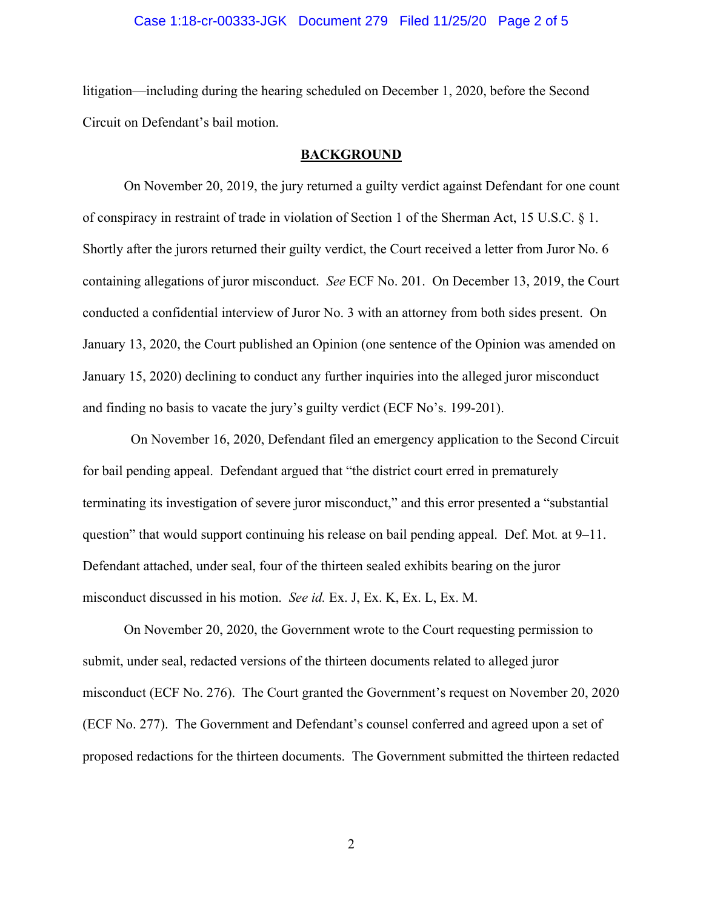litigation—including during the hearing scheduled on December 1, 2020, before the Second Circuit on Defendant's bail motion.

## **BACKGROUND**

On November 20, 2019, the jury returned a guilty verdict against Defendant for one count of conspiracy in restraint of trade in violation of Section 1 of the Sherman Act, 15 U.S.C. § 1. Shortly after the jurors returned their guilty verdict, the Court received a letter from Juror No. 6 containing allegations of juror misconduct. *See* ECF No. 201. On December 13, 2019, the Court conducted a confidential interview of Juror No. 3 with an attorney from both sides present. On January 13, 2020, the Court published an Opinion (one sentence of the Opinion was amended on January 15, 2020) declining to conduct any further inquiries into the alleged juror misconduct and finding no basis to vacate the jury's guilty verdict (ECF No's. 199-201).

On November 16, 2020, Defendant filed an emergency application to the Second Circuit for bail pending appeal. Defendant argued that "the district court erred in prematurely terminating its investigation of severe juror misconduct," and this error presented a "substantial question" that would support continuing his release on bail pending appeal. Def. Mot*.* at 9–11. Defendant attached, under seal, four of the thirteen sealed exhibits bearing on the juror misconduct discussed in his motion. *See id.* Ex. J, Ex. K, Ex. L, Ex. M.

On November 20, 2020, the Government wrote to the Court requesting permission to submit, under seal, redacted versions of the thirteen documents related to alleged juror misconduct (ECF No. 276). The Court granted the Government's request on November 20, 2020 (ECF No. 277). The Government and Defendant's counsel conferred and agreed upon a set of proposed redactions for the thirteen documents. The Government submitted the thirteen redacted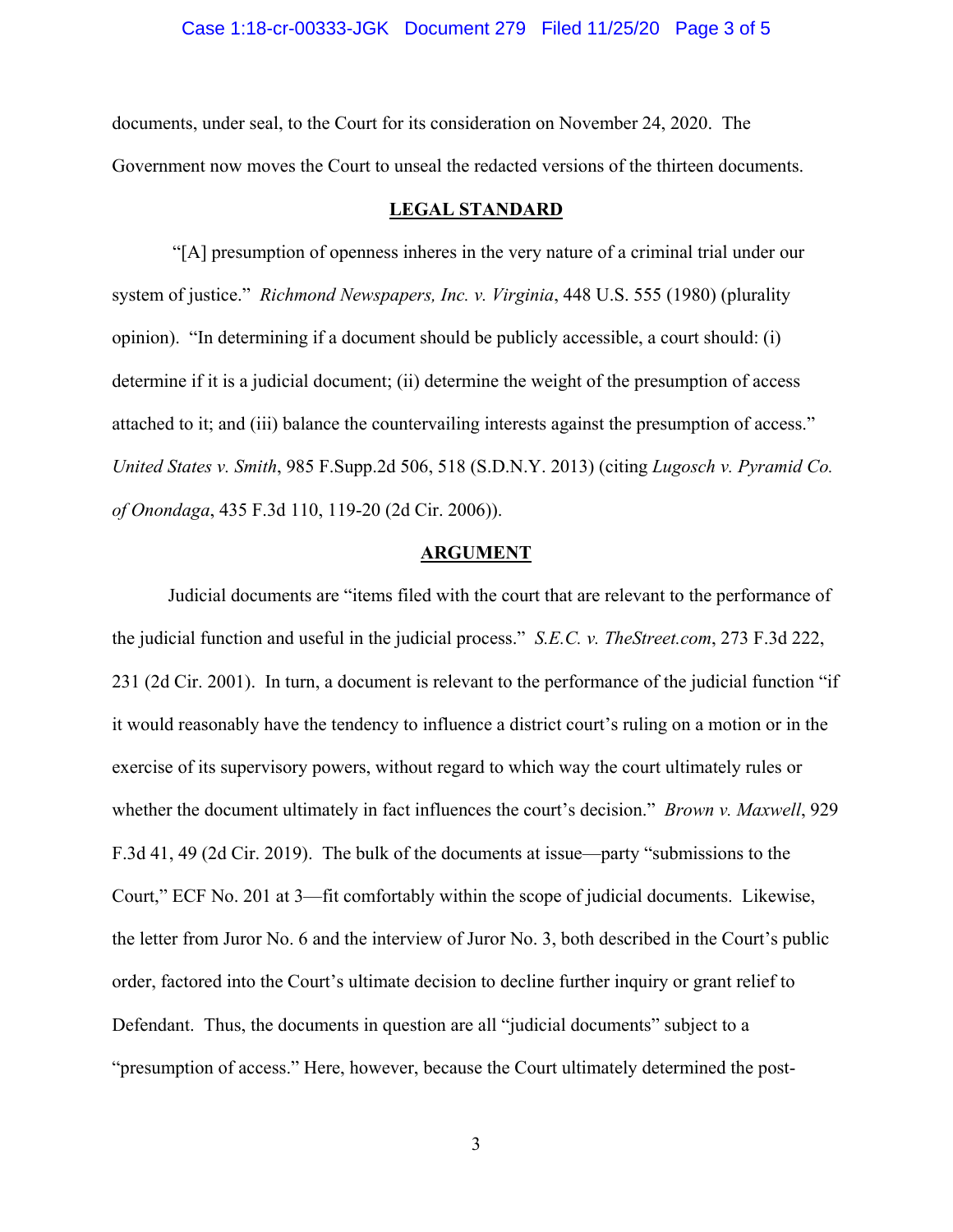documents, under seal, to the Court for its consideration on November 24, 2020. The Government now moves the Court to unseal the redacted versions of the thirteen documents.

## LEGAL STANDARD

"[A] presumption of openness inheres in the very nature of a criminal trial under our system of justice." *Richmond Newspapers, Inc. v. Virginia*, 448 U.S. 555 (1980) (plurality opinion). "In determining if a document should be publicly accessible, a court should: (i) determine if it is a judicial document; (ii) determine the weight of the presumption of access attached to it; and (iii) balance the countervailing interests against the presumption of access." *United States v. Smith*, 985 F.Supp.2d 506, 518 (S.D.N.Y. 2013) (citing *Lugosch v. Pyramid Co. of Onondaga*, 435 F.3d 110, 119-20 (2d Cir. 2006)).

## ARGUMENT

Judicial documents are "items filed with the court that are relevant to the performance of the judicial function and useful in the judicial process." *S.E.C. v. TheStreet.com*, 273 F.3d 222, 231 (2d Cir. 2001). In turn, a document is relevant to the performance of the judicial function "if it would reasonably have the tendency to influence a district court's ruling on a motion or in the exercise of its supervisory powers, without regard to which way the court ultimately rules or whether the document ultimately in fact influences the court's decision." *Brown v. Maxwell*, 929 F.3d 41, 49 (2d Cir. 2019). The bulk of the documents at issue—party "submissions to the Court," ECF No. 201 at 3—fit comfortably within the scope of judicial documents. Likewise, the letter from Juror No. 6 and the interview of Juror No. 3, both described in the Court's public order, factored into the Court's ultimate decision to decline further inquiry or grant relief to Defendant. Thus, the documents in question are all "judicial documents" subject to a "presumption of access." Here, however, because the Court ultimately determined the post-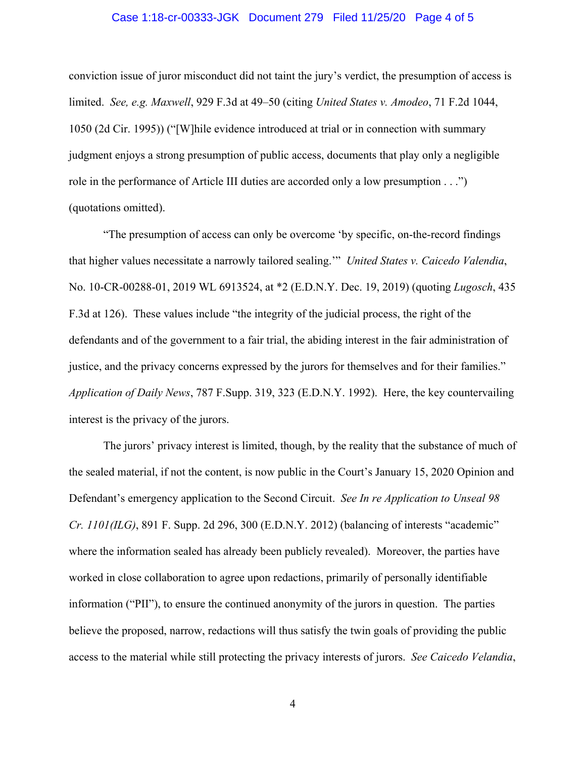conviction issue of juror misconduct did not taint the jury's verdict, the presumption of access is limited. *See, e.g. Maxwell*, 929 F.3d at 49–50 (citing *United States v. Amodeo*, 71 F.2d 1044, 1050 (2d Cir. 1995)) ("[W]hile evidence introduced at trial or in connection with summary judgment enjoys a strong presumption of public access, documents that play only a negligible role in the performance of Article III duties are accorded only a low presumption . . .") (quotations omitted).

"The presumption of access can only be overcome 'by specific, on-the-record findings that higher values necessitate a narrowly tailored sealing.'" *United States v. Caicedo Valendia*, No. 10-CR-00288-01, 2019 WL 6913524, at *2 (E.D.N.Y. Dec. 19, 2019) (quoting *Lugosch*, 435 F.3d at 126). These values include "the integrity of the judicial process, the right of the defendants and of the government to a fair trial, the abiding interest in the fair administration of justice, and the privacy concerns expressed by the jurors for themselves and for their families." *Application of Daily News*, 787 F.Supp. 319, 323 (E.D.N.Y. 1992). Here, the key countervailing interest is the privacy of the jurors.

The jurors' privacy interest is limited, though, by the reality that the substance of much of the sealed material, if not the content, is now public in the Court's January 15, 2020 Opinion and Defendant's emergency application to the Second Circuit. *See In re Application to Unseal 98 Cr. 1101(ILG)*, 891 F. Supp. 2d 296, 300 (E.D.N.Y. 2012) (balancing of interests "academic" where the information sealed has already been publicly revealed). Moreover, the parties have worked in close collaboration to agree upon redactions, primarily of personally identifiable information ("PII"), to ensure the continued anonymity of the jurors in question. The parties believe the proposed, narrow, redactions will thus satisfy the twin goals of providing the public access to the material while still protecting the privacy interests of jurors. *See Caicedo Velandia*,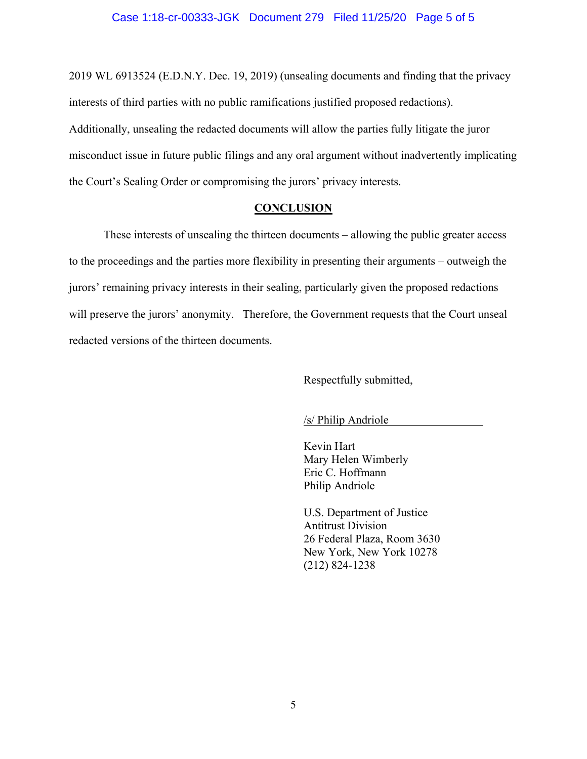2019 WL 6913524 (E.D.N.Y. Dec. 19, 2019) (unsealing documents and finding that the privacy interests of third parties with no public ramifications justified proposed redactions). Additionally, unsealing the redacted documents will allow the parties fully litigate the juror misconduct issue in future public filings and any oral argument without inadvertently implicating the Court's Sealing Order or compromising the jurors' privacy interests.

## CONCLUSION

These interests of unsealing the thirteen documents – allowing the public greater access to the proceedings and the parties more flexibility in presenting their arguments – outweigh the jurors' remaining privacy interests in their sealing, particularly given the proposed redactions will preserve the jurors' anonymity. Therefore, the Government requests that the Court unseal redacted versions of the thirteen documents.

Respectfully submitted,

/s/ Philip Andriole

Kevin Hart
Mary Helen Wimberly
Eric C. Hoffmann
Philip Andriole

U.S. Department of Justice
Antitrust Division
26 Federal Plaza, Room 3630
New York, New York 10278
(212) 824-1238